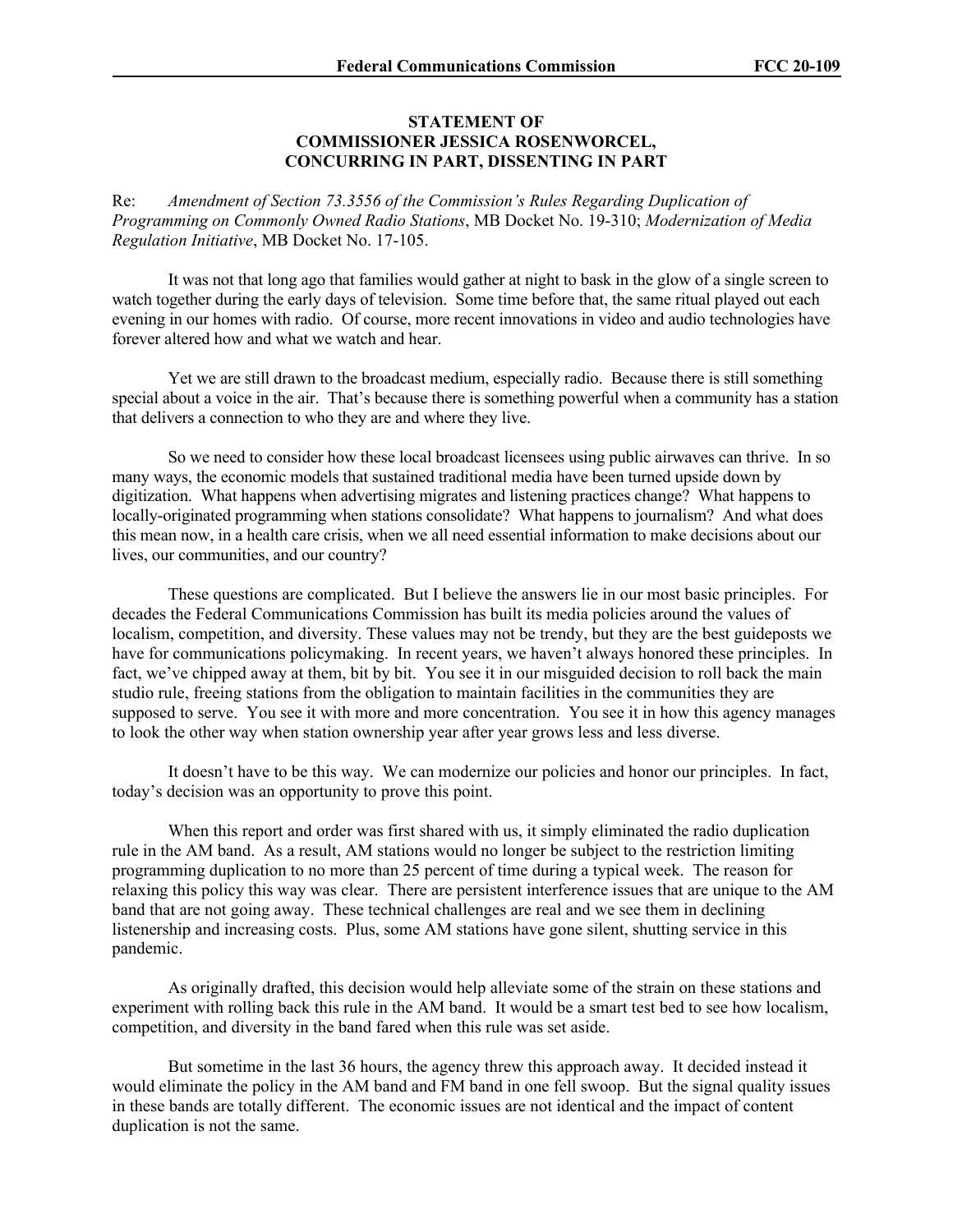## STATEMENT OF COMMISSIONER JESSICA ROSENWORCEL, CONCURRING IN PART, DISSENTING IN PART

Re: *Amendment of Section 73.3556 of the Commission's Rules Regarding Duplication of Programming on Commonly Owned Radio Stations*, MB Docket No. 19-310; *Modernization of Media Regulation Initiative*, MB Docket No. 17-105.

It was not that long ago that families would gather at night to bask in the glow of a single screen to watch together during the early days of television. Some time before that, the same ritual played out each evening in our homes with radio. Of course, more recent innovations in video and audio technologies have forever altered how and what we watch and hear.

Yet we are still drawn to the broadcast medium, especially radio. Because there is still something special about a voice in the air. That's because there is something powerful when a community has a station that delivers a connection to who they are and where they live.

So we need to consider how these local broadcast licensees using public airwaves can thrive. In so many ways, the economic models that sustained traditional media have been turned upside down by digitization. What happens when advertising migrates and listening practices change? What happens to locally-originated programming when stations consolidate? What happens to journalism? And what does this mean now, in a health care crisis, when we all need essential information to make decisions about our lives, our communities, and our country?

These questions are complicated. But I believe the answers lie in our most basic principles. For decades the Federal Communications Commission has built its media policies around the values of localism, competition, and diversity. These values may not be trendy, but they are the best guideposts we have for communications policymaking. In recent years, we haven't always honored these principles. In fact, we've chipped away at them, bit by bit. You see it in our misguided decision to roll back the main studio rule, freeing stations from the obligation to maintain facilities in the communities they are supposed to serve. You see it with more and more concentration. You see it in how this agency manages to look the other way when station ownership year after year grows less and less diverse.

It doesn't have to be this way. We can modernize our policies and honor our principles. In fact, today's decision was an opportunity to prove this point.

When this report and order was first shared with us, it simply eliminated the radio duplication rule in the AM band. As a result, AM stations would no longer be subject to the restriction limiting programming duplication to no more than 25 percent of time during a typical week. The reason for relaxing this policy this way was clear. There are persistent interference issues that are unique to the AM band that are not going away. These technical challenges are real and we see them in declining listenership and increasing costs. Plus, some AM stations have gone silent, shutting service in this pandemic.

As originally drafted, this decision would help alleviate some of the strain on these stations and experiment with rolling back this rule in the AM band. It would be a smart test bed to see how localism, competition, and diversity in the band fared when this rule was set aside.

But sometime in the last 36 hours, the agency threw this approach away. It decided instead it would eliminate the policy in the AM band and FM band in one fell swoop. But the signal quality issues in these bands are totally different. The economic issues are not identical and the impact of content duplication is not the same.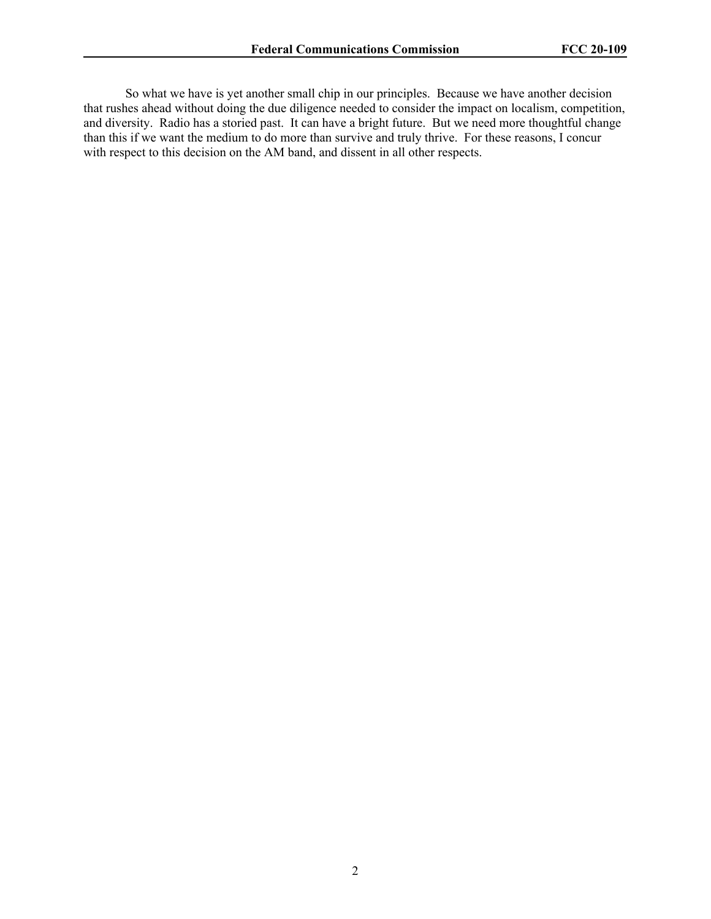So what we have is yet another small chip in our principles. Because we have another decision that rushes ahead without doing the due diligence needed to consider the impact on localism, competition, and diversity. Radio has a storied past. It can have a bright future. But we need more thoughtful change than this if we want the medium to do more than survive and truly thrive. For these reasons, I concur with respect to this decision on the AM band, and dissent in all other respects.